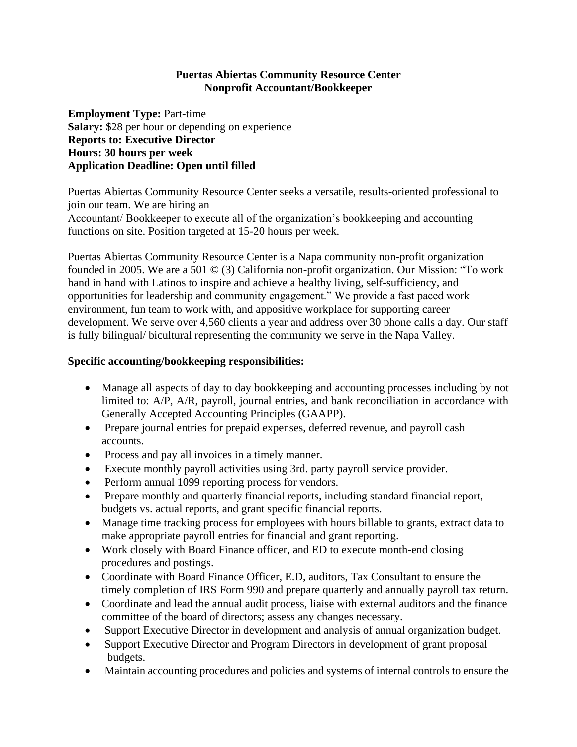**Puertas Abiertas Community Resource Center**
**Nonprofit Accountant/Bookkeeper**

**Employment Type:** Part-time
**Salary:** $28 per hour or depending on experience
**Reports to: Executive Director**
**Hours: 30 hours per week**
**Application Deadline: Open until filled**

Puertas Abiertas Community Resource Center seeks a versatile, results-oriented professional to join our team. We are hiring an
Accountant/ Bookkeeper to execute all of the organization's bookkeeping and accounting functions on site. Position targeted at 15-20 hours per week.

Puertas Abiertas Community Resource Center is a Napa community non-profit organization founded in 2005. We are a 501 © (3) California non-profit organization. Our Mission: "To work hand in hand with Latinos to inspire and achieve a healthy living, self-sufficiency, and opportunities for leadership and community engagement." We provide a fast paced work environment, fun team to work with, and appositive workplace for supporting career development. We serve over 4,560 clients a year and address over 30 phone calls a day. Our staff is fully bilingual/ bicultural representing the community we serve in the Napa Valley.

**Specific accounting/bookkeeping responsibilities:**

- Manage all aspects of day to day bookkeeping and accounting processes including by not limited to: A/P, A/R, payroll, journal entries, and bank reconciliation in accordance with Generally Accepted Accounting Principles (GAAPP).
- Prepare journal entries for prepaid expenses, deferred revenue, and payroll cash accounts.
- Process and pay all invoices in a timely manner.
- Execute monthly payroll activities using 3rd. party payroll service provider.
- Perform annual 1099 reporting process for vendors.
- Prepare monthly and quarterly financial reports, including standard financial report, budgets vs. actual reports, and grant specific financial reports.
- Manage time tracking process for employees with hours billable to grants, extract data to make appropriate payroll entries for financial and grant reporting.
- Work closely with Board Finance officer, and ED to execute month-end closing procedures and postings.
- Coordinate with Board Finance Officer, E.D, auditors, Tax Consultant to ensure the timely completion of IRS Form 990 and prepare quarterly and annually payroll tax return.
- Coordinate and lead the annual audit process, liaise with external auditors and the finance committee of the board of directors; assess any changes necessary.
- Support Executive Director in development and analysis of annual organization budget.
- Support Executive Director and Program Directors in development of grant proposal budgets.
- Maintain accounting procedures and policies and systems of internal controls to ensure the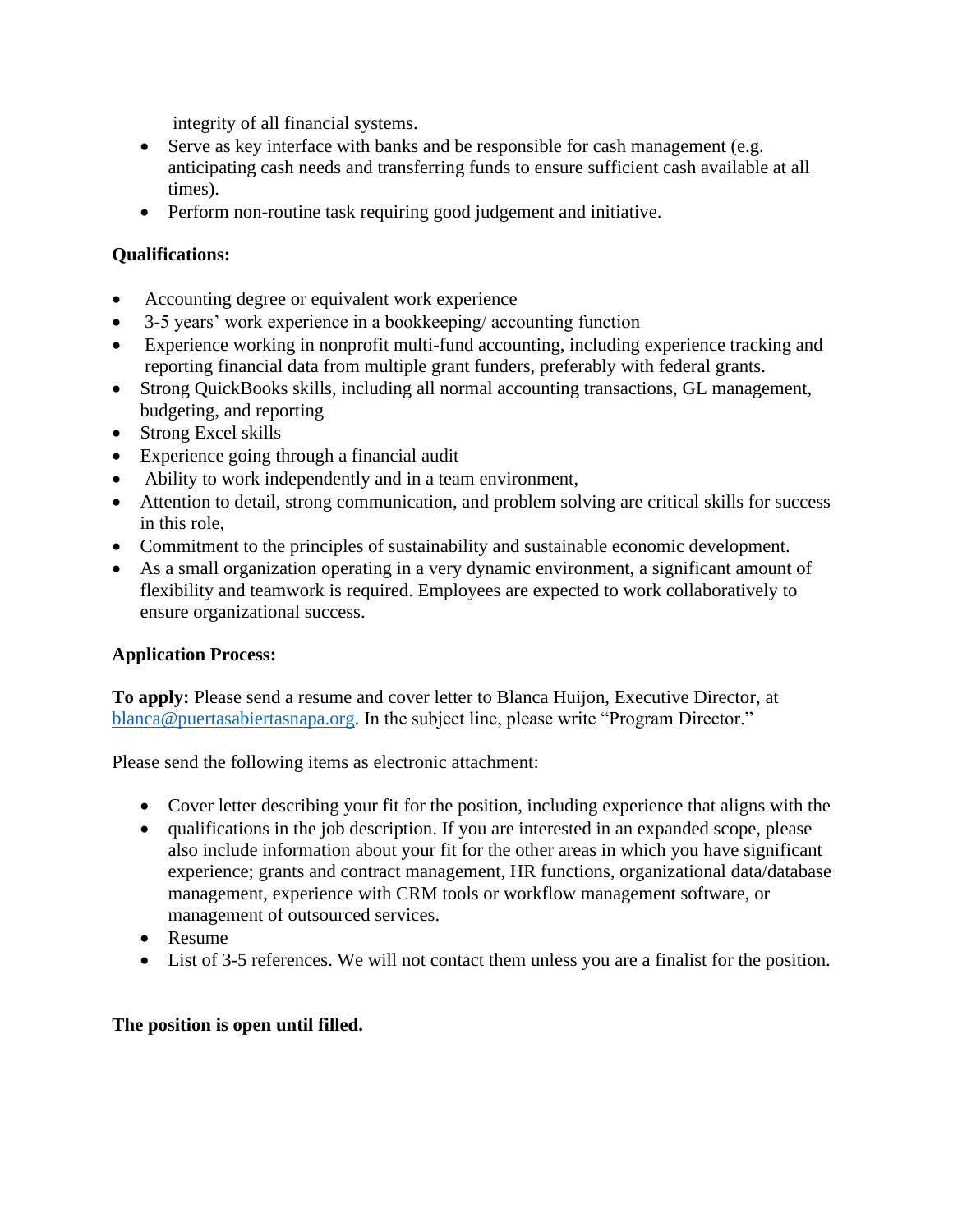integrity of all financial systems.

- Serve as key interface with banks and be responsible for cash management (e.g. anticipating cash needs and transferring funds to ensure sufficient cash available at all times).
- Perform non-routine task requiring good judgement and initiative.

**Qualifications:**

- Accounting degree or equivalent work experience
- 3-5 years' work experience in a bookkeeping/ accounting function
- Experience working in nonprofit multi-fund accounting, including experience tracking and reporting financial data from multiple grant funders, preferably with federal grants.
- Strong QuickBooks skills, including all normal accounting transactions, GL management, budgeting, and reporting
- Strong Excel skills
- Experience going through a financial audit
- Ability to work independently and in a team environment,
- Attention to detail, strong communication, and problem solving are critical skills for success in this role,
- Commitment to the principles of sustainability and sustainable economic development.
- As a small organization operating in a very dynamic environment, a significant amount of flexibility and teamwork is required. Employees are expected to work collaboratively to ensure organizational success.

**Application Process:**

**To apply:** Please send a resume and cover letter to Blanca Huijon, Executive Director, at blanca@puertasabiertasnapa.org. In the subject line, please write "Program Director."

Please send the following items as electronic attachment:

- Cover letter describing your fit for the position, including experience that aligns with the
- qualifications in the job description. If you are interested in an expanded scope, please also include information about your fit for the other areas in which you have significant experience; grants and contract management, HR functions, organizational data/database management, experience with CRM tools or workflow management software, or management of outsourced services.
- Resume
- List of 3-5 references. We will not contact them unless you are a finalist for the position.

**The position is open until filled.**